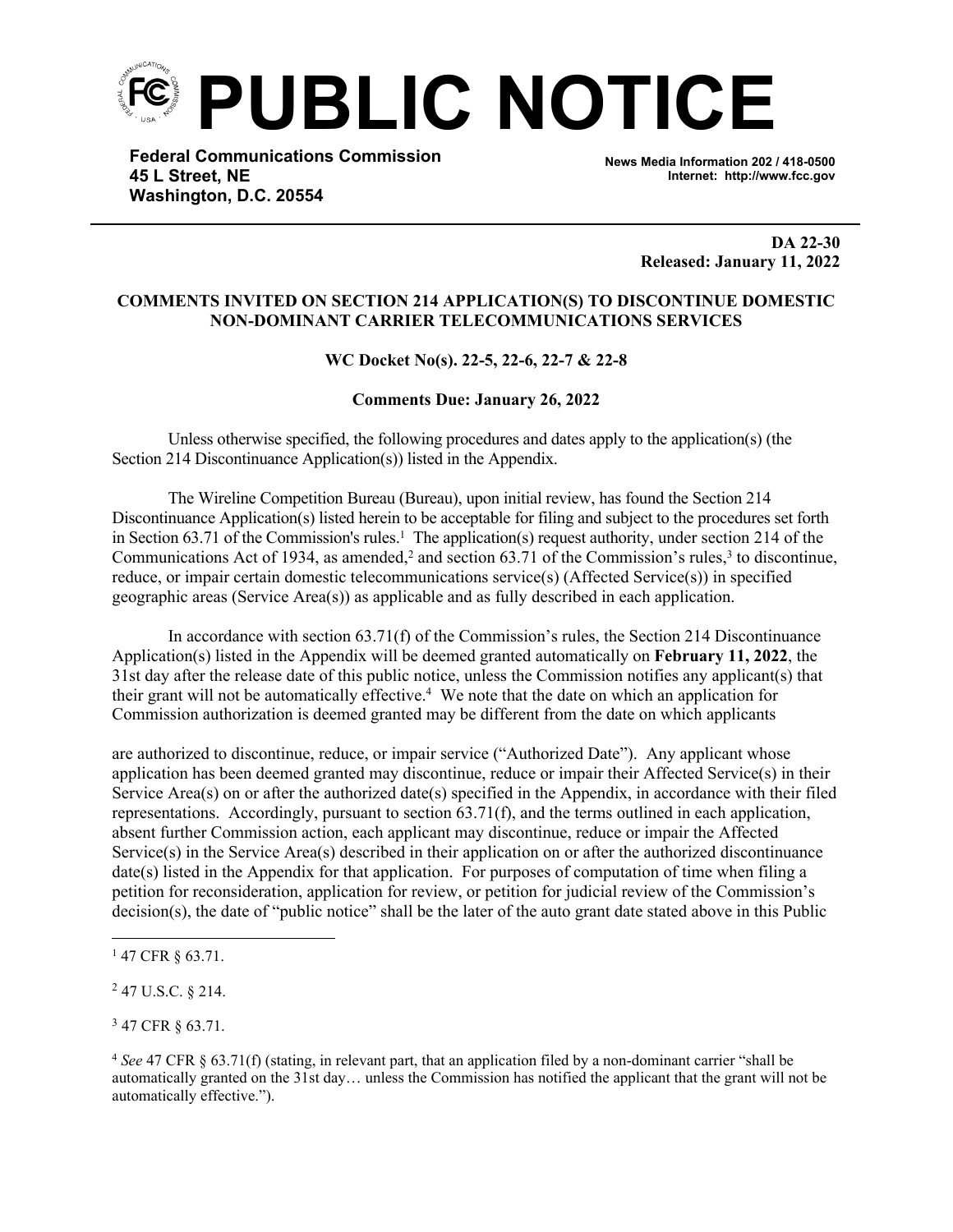# PUBLIC NOTICE

**Federal Communications Commission**
**45 L Street, NE**
**Washington, D.C. 20554**

**News Media Information 202 / 418-0500**
**Internet: http://www.fcc.gov**

**DA 22-30**
**Released: January 11, 2022**

**COMMENTS INVITED ON SECTION 214 APPLICATION(S) TO DISCONTINUE DOMESTIC NON-DOMINANT CARRIER TELECOMMUNICATIONS SERVICES**

**WC Docket No(s). 22-5, 22-6, 22-7 & 22-8**

**Comments Due: January 26, 2022**

Unless otherwise specified, the following procedures and dates apply to the application(s) (the Section 214 Discontinuance Application(s)) listed in the Appendix.

The Wireline Competition Bureau (Bureau), upon initial review, has found the Section 214 Discontinuance Application(s) listed herein to be acceptable for filing and subject to the procedures set forth in Section 63.71 of the Commission's rules.[1] The application(s) request authority, under section 214 of the Communications Act of 1934, as amended,[2] and section 63.71 of the Commission's rules,[3] to discontinue, reduce, or impair certain domestic telecommunications service(s) (Affected Service(s)) in specified geographic areas (Service Area(s)) as applicable and as fully described in each application.

In accordance with section 63.71(f) of the Commission's rules, the Section 214 Discontinuance Application(s) listed in the Appendix will be deemed granted automatically on **February 11, 2022**, the 31st day after the release date of this public notice, unless the Commission notifies any applicant(s) that their grant will not be automatically effective.[4] We note that the date on which an application for Commission authorization is deemed granted may be different from the date on which applicants are authorized to discontinue, reduce, or impair service ("Authorized Date"). Any applicant whose application has been deemed granted may discontinue, reduce or impair their Affected Service(s) in their Service Area(s) on or after the authorized date(s) specified in the Appendix, in accordance with their filed representations. Accordingly, pursuant to section 63.71(f), and the terms outlined in each application, absent further Commission action, each applicant may discontinue, reduce or impair the Affected Service(s) in the Service Area(s) described in their application on or after the authorized discontinuance date(s) listed in the Appendix for that application. For purposes of computation of time when filing a petition for reconsideration, application for review, or petition for judicial review of the Commission's decision(s), the date of "public notice" shall be the later of the auto grant date stated above in this Public

---

[1] 47 CFR § 63.71.

[2] 47 U.S.C. § 214.

[3] 47 CFR § 63.71.

[4] *See* 47 CFR § 63.71(f) (stating, in relevant part, that an application filed by a non-dominant carrier "shall be automatically granted on the 31st day… unless the Commission has notified the applicant that the grant will not be automatically effective.").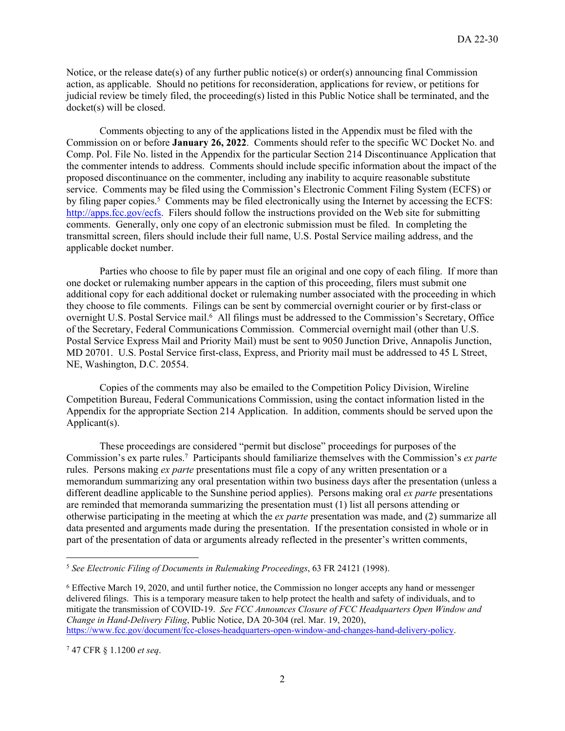Notice, or the release date(s) of any further public notice(s) or order(s) announcing final Commission action, as applicable. Should no petitions for reconsideration, applications for review, or petitions for judicial review be timely filed, the proceeding(s) listed in this Public Notice shall be terminated, and the docket(s) will be closed.

Comments objecting to any of the applications listed in the Appendix must be filed with the Commission on or before **January 26, 2022**. Comments should refer to the specific WC Docket No. and Comp. Pol. File No. listed in the Appendix for the particular Section 214 Discontinuance Application that the commenter intends to address. Comments should include specific information about the impact of the proposed discontinuance on the commenter, including any inability to acquire reasonable substitute service. Comments may be filed using the Commission's Electronic Comment Filing System (ECFS) or by filing paper copies.[5] Comments may be filed electronically using the Internet by accessing the ECFS: http://apps.fcc.gov/ecfs. Filers should follow the instructions provided on the Web site for submitting comments. Generally, only one copy of an electronic submission must be filed. In completing the transmittal screen, filers should include their full name, U.S. Postal Service mailing address, and the applicable docket number.

Parties who choose to file by paper must file an original and one copy of each filing. If more than one docket or rulemaking number appears in the caption of this proceeding, filers must submit one additional copy for each additional docket or rulemaking number associated with the proceeding in which they choose to file comments. Filings can be sent by commercial overnight courier or by first-class or overnight U.S. Postal Service mail.[6] All filings must be addressed to the Commission's Secretary, Office of the Secretary, Federal Communications Commission. Commercial overnight mail (other than U.S. Postal Service Express Mail and Priority Mail) must be sent to 9050 Junction Drive, Annapolis Junction, MD 20701. U.S. Postal Service first-class, Express, and Priority mail must be addressed to 45 L Street, NE, Washington, D.C. 20554.

Copies of the comments may also be emailed to the Competition Policy Division, Wireline Competition Bureau, Federal Communications Commission, using the contact information listed in the Appendix for the appropriate Section 214 Application. In addition, comments should be served upon the Applicant(s).

These proceedings are considered "permit but disclose" proceedings for purposes of the Commission's ex parte rules.[7] Participants should familiarize themselves with the Commission's *ex parte* rules. Persons making *ex parte* presentations must file a copy of any written presentation or a memorandum summarizing any oral presentation within two business days after the presentation (unless a different deadline applicable to the Sunshine period applies). Persons making oral *ex parte* presentations are reminded that memoranda summarizing the presentation must (1) list all persons attending or otherwise participating in the meeting at which the *ex parte* presentation was made, and (2) summarize all data presented and arguments made during the presentation. If the presentation consisted in whole or in part of the presentation of data or arguments already reflected in the presenter's written comments,

---

[5] *See Electronic Filing of Documents in Rulemaking Proceedings*, 63 FR 24121 (1998).

[6] Effective March 19, 2020, and until further notice, the Commission no longer accepts any hand or messenger delivered filings. This is a temporary measure taken to help protect the health and safety of individuals, and to mitigate the transmission of COVID-19. *See FCC Announces Closure of FCC Headquarters Open Window and Change in Hand-Delivery Filing*, Public Notice, DA 20-304 (rel. Mar. 19, 2020), https://www.fcc.gov/document/fcc-closes-headquarters-open-window-and-changes-hand-delivery-policy.

[7] 47 CFR § 1.1200 *et seq*.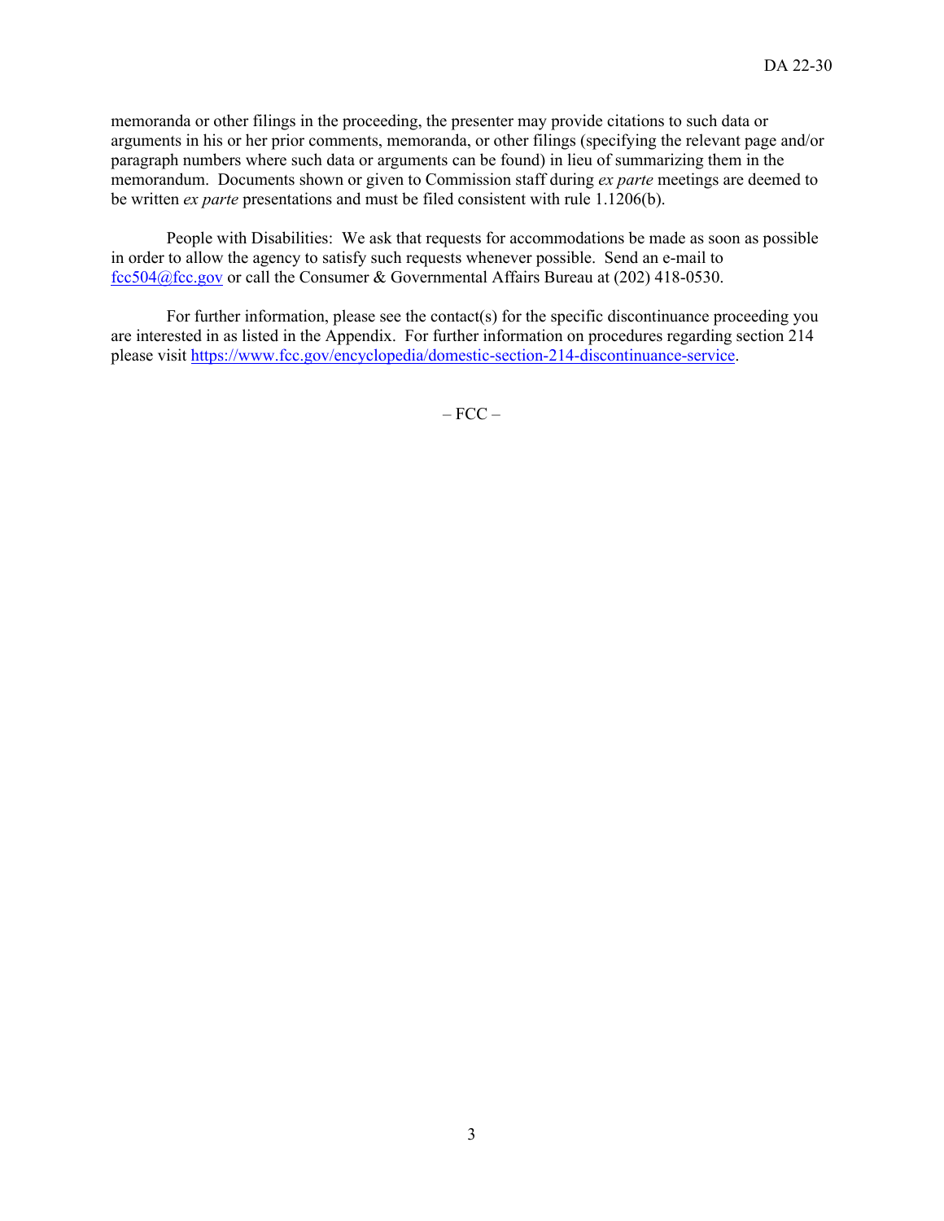memoranda or other filings in the proceeding, the presenter may provide citations to such data or arguments in his or her prior comments, memoranda, or other filings (specifying the relevant page and/or paragraph numbers where such data or arguments can be found) in lieu of summarizing them in the memorandum. Documents shown or given to Commission staff during *ex parte* meetings are deemed to be written *ex parte* presentations and must be filed consistent with rule 1.1206(b).

People with Disabilities: We ask that requests for accommodations be made as soon as possible in order to allow the agency to satisfy such requests whenever possible. Send an e-mail to fcc504@fcc.gov or call the Consumer & Governmental Affairs Bureau at (202) 418-0530.

For further information, please see the contact(s) for the specific discontinuance proceeding you are interested in as listed in the Appendix. For further information on procedures regarding section 214 please visit https://www.fcc.gov/encyclopedia/domestic-section-214-discontinuance-service.

– FCC –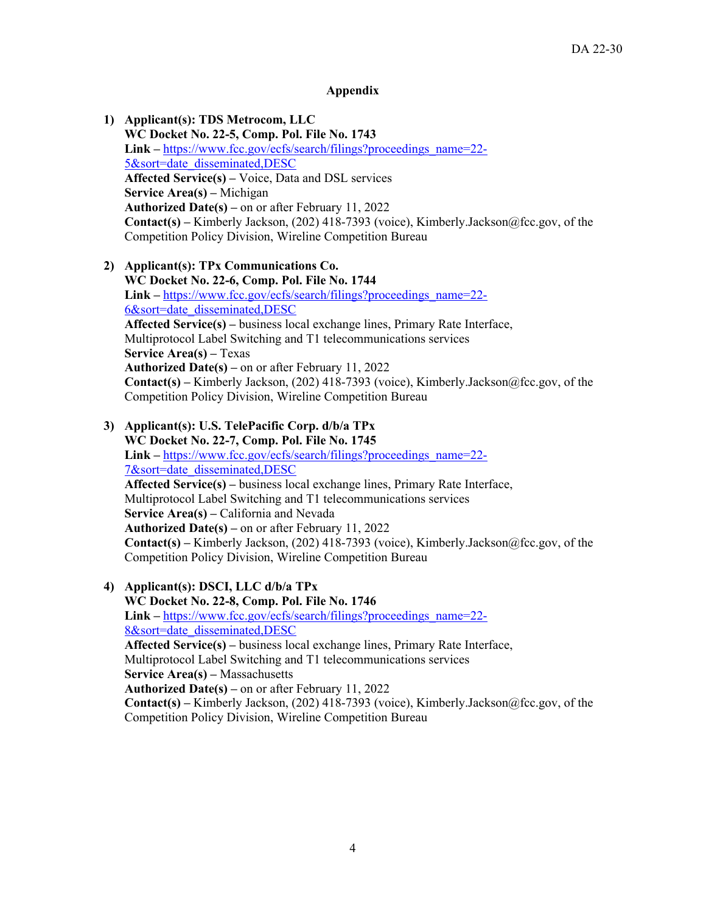## Appendix

1) **Applicant(s): TDS Metrocom, LLC**
   **WC Docket No. 22-5, Comp. Pol. File No. 1743**
   **Link –** https://www.fcc.gov/ecfs/search/filings?proceedings_name=22-5&sort=date_disseminated,DESC
   **Affected Service(s) –** Voice, Data and DSL services
   **Service Area(s) –** Michigan
   **Authorized Date(s) –** on or after February 11, 2022
   **Contact(s) –** Kimberly Jackson, (202) 418-7393 (voice), Kimberly.Jackson@fcc.gov, of the Competition Policy Division, Wireline Competition Bureau

2) **Applicant(s): TPx Communications Co.**
   **WC Docket No. 22-6, Comp. Pol. File No. 1744**
   **Link –** https://www.fcc.gov/ecfs/search/filings?proceedings_name=22-6&sort=date_disseminated,DESC
   **Affected Service(s) –** business local exchange lines, Primary Rate Interface, Multiprotocol Label Switching and T1 telecommunications services
   **Service Area(s) –** Texas
   **Authorized Date(s) –** on or after February 11, 2022
   **Contact(s) –** Kimberly Jackson, (202) 418-7393 (voice), Kimberly.Jackson@fcc.gov, of the Competition Policy Division, Wireline Competition Bureau

3) **Applicant(s): U.S. TelePacific Corp. d/b/a TPx**
   **WC Docket No. 22-7, Comp. Pol. File No. 1745**
   **Link –** https://www.fcc.gov/ecfs/search/filings?proceedings_name=22-7&sort=date_disseminated,DESC
   **Affected Service(s) –** business local exchange lines, Primary Rate Interface, Multiprotocol Label Switching and T1 telecommunications services
   **Service Area(s) –** California and Nevada
   **Authorized Date(s) –** on or after February 11, 2022
   **Contact(s) –** Kimberly Jackson, (202) 418-7393 (voice), Kimberly.Jackson@fcc.gov, of the Competition Policy Division, Wireline Competition Bureau

4) **Applicant(s): DSCI, LLC d/b/a TPx**
   **WC Docket No. 22-8, Comp. Pol. File No. 1746**
   **Link –** https://www.fcc.gov/ecfs/search/filings?proceedings_name=22-8&sort=date_disseminated,DESC
   **Affected Service(s) –** business local exchange lines, Primary Rate Interface, Multiprotocol Label Switching and T1 telecommunications services
   **Service Area(s) –** Massachusetts
   **Authorized Date(s) –** on or after February 11, 2022
   **Contact(s) –** Kimberly Jackson, (202) 418-7393 (voice), Kimberly.Jackson@fcc.gov, of the Competition Policy Division, Wireline Competition Bureau